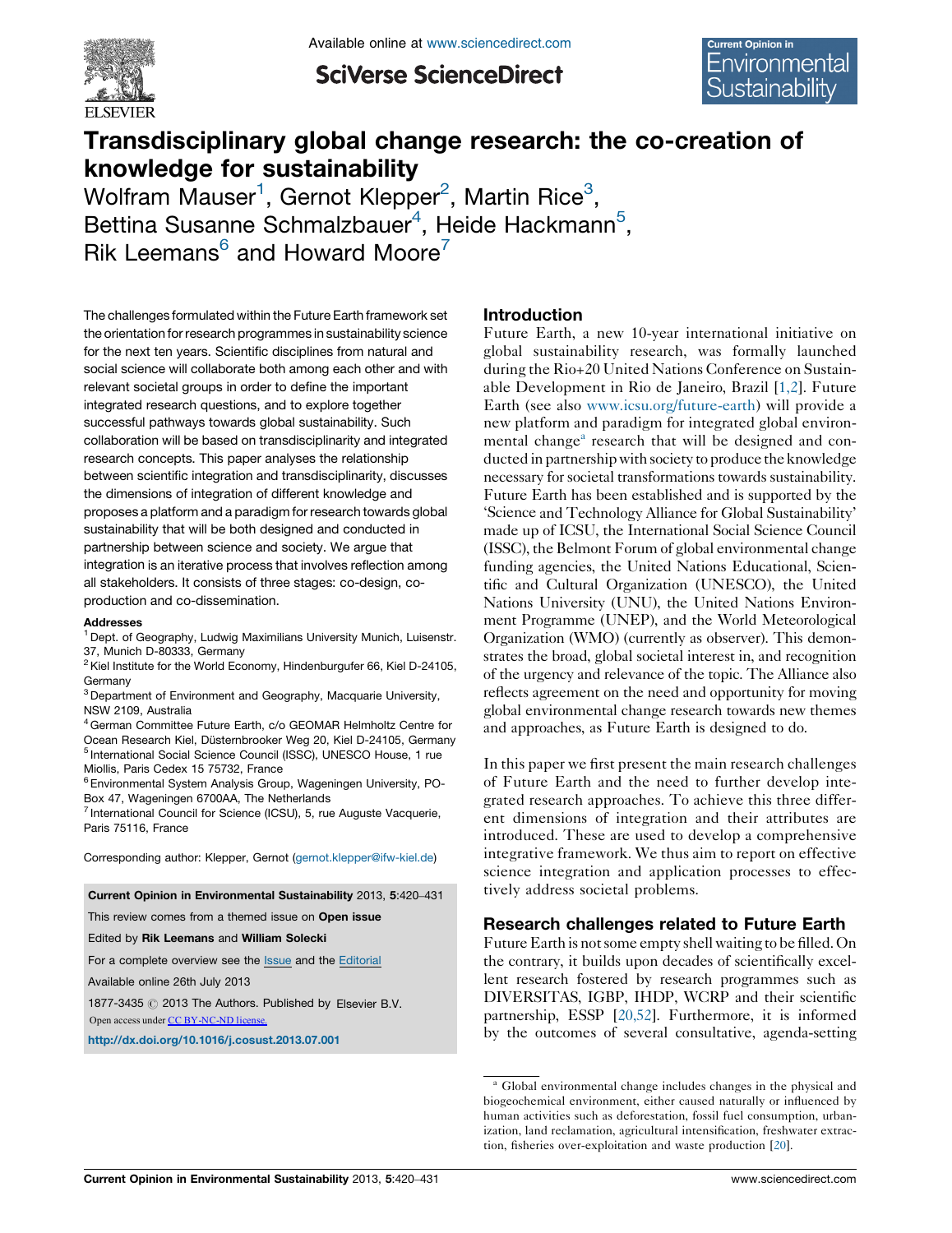# Transdisciplinary global change research: the co-creation of knowledge for sustainability

Wolfram Mauser[1], Gernot Klepper[2], Martin Rice[3], Bettina Susanne Schmalzbauer[4], Heide Hackmann[5], Rik Leemans[6] and Howard Moore[7]

The challenges formulated within the Future Earth framework set the orientation for research programmes in sustainability science for the next ten years. Scientific disciplines from natural and social science will collaborate both among each other and with relevant societal groups in order to define the important integrated research questions, and to explore together successful pathways towards global sustainability. Such collaboration will be based on transdisciplinarity and integrated research concepts. This paper analyses the relationship between scientific integration and transdisciplinarity, discusses the dimensions of integration of different knowledge and proposes a platform and a paradigm for research towards global sustainability that will be both designed and conducted in partnership between science and society. We argue that integration is an iterative process that involves reflection among all stakeholders. It consists of three stages: co-design, co-production and co-dissemination.

**Addresses**

[1] Dept. of Geography, Ludwig Maximilians University Munich, Luisenstr. 37, Munich D-80333, Germany
[2] Kiel Institute for the World Economy, Hindenburgufer 66, Kiel D-24105, Germany
[3] Department of Environment and Geography, Macquarie University, NSW 2109, Australia
[4] German Committee Future Earth, c/o GEOMAR Helmholtz Centre for Ocean Research Kiel, Düsternbrooker Weg 20, Kiel D-24105, Germany
[5] International Social Science Council (ISSC), UNESCO House, 1 rue Miollis, Paris Cedex 15 75732, France
[6] Environmental System Analysis Group, Wageningen University, PO-Box 47, Wageningen 6700AA, The Netherlands
[7] International Council for Science (ICSU), 5, rue Auguste Vacquerie, Paris 75116, France

Corresponding author: Klepper, Gernot (gernot.klepper@ifw-kiel.de)

**Current Opinion in Environmental Sustainability** 2013, **5**:420–431

This review comes from a themed issue on **Open issue**

Edited by **Rik Leemans** and **William Solecki**

For a complete overview see the Issue and the Editorial

Available online 26th July 2013

1877-3435 © 2013 The Authors. Published by Elsevier B.V.
Open access under CC BY-NC-ND license.

http://dx.doi.org/10.1016/j.cosust.2013.07.001

## Introduction

Future Earth, a new 10-year international initiative on global sustainability research, was formally launched during the Rio+20 United Nations Conference on Sustainable Development in Rio de Janeiro, Brazil [1,2]. Future Earth (see also www.icsu.org/future-earth) will provide a new platform and paradigm for integrated global environmental change[a] research that will be designed and conducted in partnership with society to produce the knowledge necessary for societal transformations towards sustainability. Future Earth has been established and is supported by the 'Science and Technology Alliance for Global Sustainability' made up of ICSU, the International Social Science Council (ISSC), the Belmont Forum of global environmental change funding agencies, the United Nations Educational, Scientific and Cultural Organization (UNESCO), the United Nations University (UNU), the United Nations Environment Programme (UNEP), and the World Meteorological Organization (WMO) (currently as observer). This demonstrates the broad, global societal interest in, and recognition of the urgency and relevance of the topic. The Alliance also reflects agreement on the need and opportunity for moving global environmental change research towards new themes and approaches, as Future Earth is designed to do.

In this paper we first present the main research challenges of Future Earth and the need to further develop integrated research approaches. To achieve this three different dimensions of integration and their attributes are introduced. These are used to develop a comprehensive integrative framework. We thus aim to report on effective science integration and application processes to effectively address societal problems.

## Research challenges related to Future Earth

Future Earth is not some empty shell waiting to be filled. On the contrary, it builds upon decades of scientifically excellent research fostered by research programmes such as DIVERSITAS, IGBP, IHDP, WCRP and their scientific partnership, ESSP [20,52]. Furthermore, it is informed by the outcomes of several consultative, agenda-setting

[a] Global environmental change includes changes in the physical and biogeochemical environment, either caused naturally or influenced by human activities such as deforestation, fossil fuel consumption, urbanization, land reclamation, agricultural intensification, freshwater extraction, fisheries over-exploitation and waste production [20].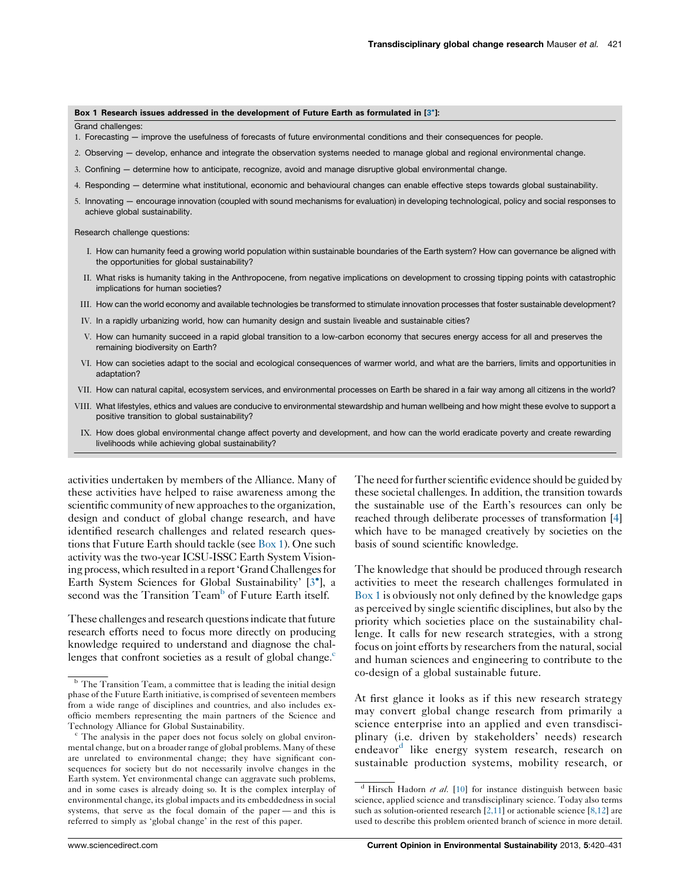**Box 1 Research issues addressed in the development of Future Earth as formulated in [3•]:**

Grand challenges:

1. Forecasting — improve the usefulness of forecasts of future environmental conditions and their consequences for people.
2. Observing — develop, enhance and integrate the observation systems needed to manage global and regional environmental change.
3. Confining — determine how to anticipate, recognize, avoid and manage disruptive global environmental change.
4. Responding — determine what institutional, economic and behavioural changes can enable effective steps towards global sustainability.
5. Innovating — encourage innovation (coupled with sound mechanisms for evaluation) in developing technological, policy and social responses to achieve global sustainability.

Research challenge questions:

I. How can humanity feed a growing world population within sustainable boundaries of the Earth system? How can governance be aligned with the opportunities for global sustainability?

II. What risks is humanity taking in the Anthropocene, from negative implications on development to crossing tipping points with catastrophic implications for human societies?

III. How can the world economy and available technologies be transformed to stimulate innovation processes that foster sustainable development?

IV. In a rapidly urbanizing world, how can humanity design and sustain liveable and sustainable cities?

V. How can humanity succeed in a rapid global transition to a low-carbon economy that secures energy access for all and preserves the remaining biodiversity on Earth?

VI. How can societies adapt to the social and ecological consequences of warmer world, and what are the barriers, limits and opportunities in adaptation?

VII. How can natural capital, ecosystem services, and environmental processes on Earth be shared in a fair way among all citizens in the world?

VIII. What lifestyles, ethics and values are conducive to environmental stewardship and human wellbeing and how might these evolve to support a positive transition to global sustainability?

IX. How does global environmental change affect poverty and development, and how can the world eradicate poverty and create rewarding livelihoods while achieving global sustainability?

activities undertaken by members of the Alliance. Many of these activities have helped to raise awareness among the scientific community of new approaches to the organization, design and conduct of global change research, and have identified research challenges and related research questions that Future Earth should tackle (see Box 1). One such activity was the two-year ICSU-ISSC Earth System Visioning process, which resulted in a report 'Grand Challenges for Earth System Sciences for Global Sustainability' [3•], a second was the Transition Team[b] of Future Earth itself.

These challenges and research questions indicate that future research efforts need to focus more directly on producing knowledge required to understand and diagnose the challenges that confront societies as a result of global change.[c] The need for further scientific evidence should be guided by these societal challenges. In addition, the transition towards the sustainable use of the Earth's resources can only be reached through deliberate processes of transformation [4] which have to be managed creatively by societies on the basis of sound scientific knowledge.

The knowledge that should be produced through research activities to meet the research challenges formulated in Box 1 is obviously not only defined by the knowledge gaps as perceived by single scientific disciplines, but also by the priority which societies place on the sustainability challenge. It calls for new research strategies, with a strong focus on joint efforts by researchers from the natural, social and human sciences and engineering to contribute to the co-design of a global sustainable future.

At first glance it looks as if this new research strategy may convert global change research from primarily a science enterprise into an applied and even transdisciplinary (i.e. driven by stakeholders' needs) research endeavor[d] like energy system research, research on sustainable production systems, mobility research, or

[b] The Transition Team, a committee that is leading the initial design phase of the Future Earth initiative, is comprised of seventeen members from a wide range of disciplines and countries, and also includes ex-officio members representing the main partners of the Science and Technology Alliance for Global Sustainability.

[c] The analysis in the paper does not focus solely on global environmental change, but on a broader range of global problems. Many of these are unrelated to environmental change; they have significant consequences for society but do not necessarily involve changes in the Earth system. Yet environmental change can aggravate such problems, and in some cases is already doing so. It is the complex interplay of environmental change, its global impacts and its embeddedness in social systems, that serve as the focal domain of the paper — and this is referred to simply as 'global change' in the rest of this paper.

[d] Hirsch Hadorn *et al.* [10] for instance distinguish between basic science, applied science and transdisciplinary science. Today also terms such as solution-oriented research [2,11] or actionable science [8,12] are used to describe this problem oriented branch of science in more detail.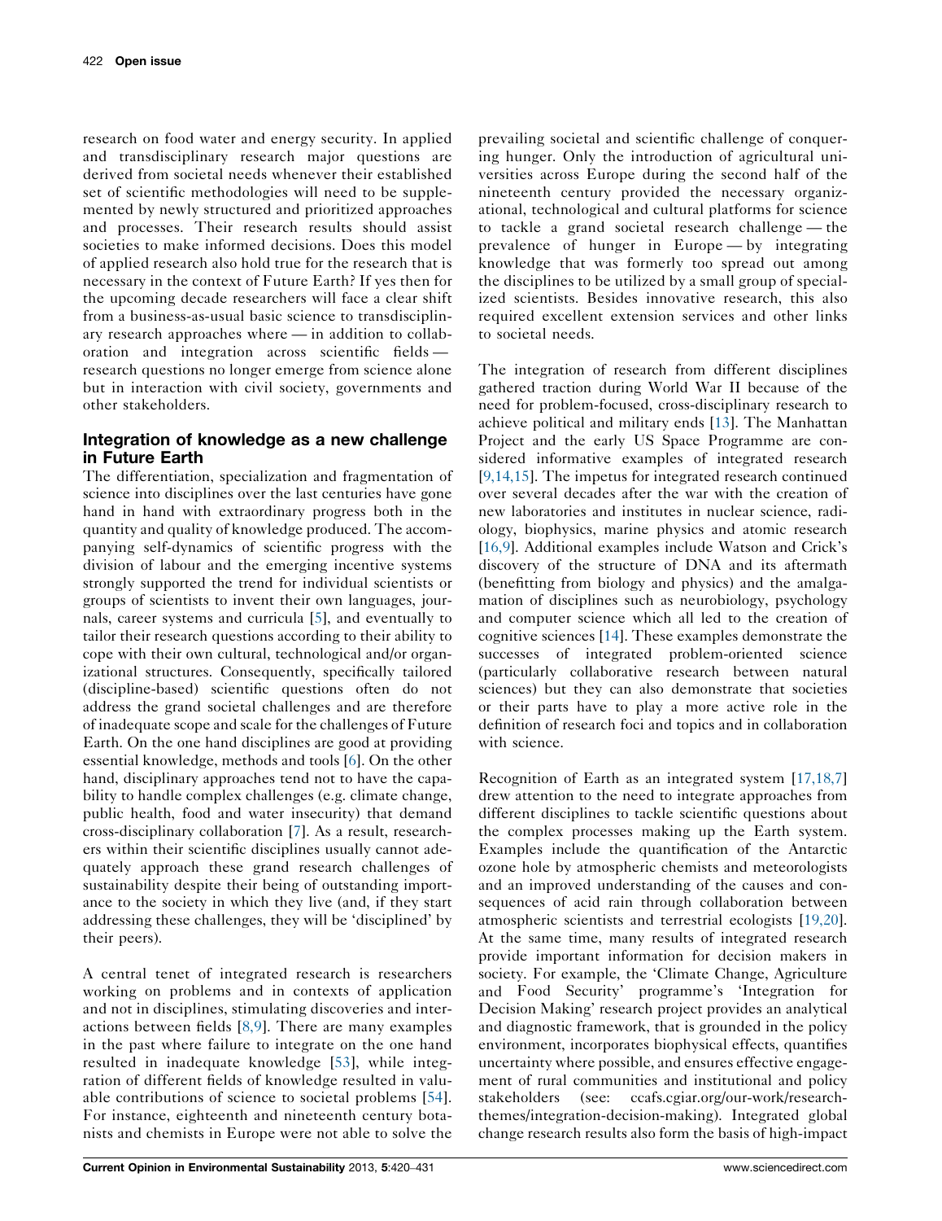research on food water and energy security. In applied and transdisciplinary research major questions are derived from societal needs whenever their established set of scientific methodologies will need to be supplemented by newly structured and prioritized approaches and processes. Their research results should assist societies to make informed decisions. Does this model of applied research also hold true for the research that is necessary in the context of Future Earth? If yes then for the upcoming decade researchers will face a clear shift from a business-as-usual basic science to transdisciplinary research approaches where — in addition to collaboration and integration across scientific fields — research questions no longer emerge from science alone but in interaction with civil society, governments and other stakeholders.

## Integration of knowledge as a new challenge in Future Earth

The differentiation, specialization and fragmentation of science into disciplines over the last centuries have gone hand in hand with extraordinary progress both in the quantity and quality of knowledge produced. The accompanying self-dynamics of scientific progress with the division of labour and the emerging incentive systems strongly supported the trend for individual scientists or groups of scientists to invent their own languages, journals, career systems and curricula [5], and eventually to tailor their research questions according to their ability to cope with their own cultural, technological and/or organizational structures. Consequently, specifically tailored (discipline-based) scientific questions often do not address the grand societal challenges and are therefore of inadequate scope and scale for the challenges of Future Earth. On the one hand disciplines are good at providing essential knowledge, methods and tools [6]. On the other hand, disciplinary approaches tend not to have the capability to handle complex challenges (e.g. climate change, public health, food and water insecurity) that demand cross-disciplinary collaboration [7]. As a result, researchers within their scientific disciplines usually cannot adequately approach these grand research challenges of sustainability despite their being of outstanding importance to the society in which they live (and, if they start addressing these challenges, they will be 'disciplined' by their peers).

A central tenet of integrated research is researchers working on problems and in contexts of application and not in disciplines, stimulating discoveries and interactions between fields [8,9]. There are many examples in the past where failure to integrate on the one hand resulted in inadequate knowledge [53], while integration of different fields of knowledge resulted in valuable contributions of science to societal problems [54]. For instance, eighteenth and nineteenth century botanists and chemists in Europe were not able to solve the prevailing societal and scientific challenge of conquering hunger. Only the introduction of agricultural universities across Europe during the second half of the nineteenth century provided the necessary organizational, technological and cultural platforms for science to tackle a grand societal research challenge — the prevalence of hunger in Europe — by integrating knowledge that was formerly too spread out among the disciplines to be utilized by a small group of specialized scientists. Besides innovative research, this also required excellent extension services and other links to societal needs.

The integration of research from different disciplines gathered traction during World War II because of the need for problem-focused, cross-disciplinary research to achieve political and military ends [13]. The Manhattan Project and the early US Space Programme are considered informative examples of integrated research [9,14,15]. The impetus for integrated research continued over several decades after the war with the creation of new laboratories and institutes in nuclear science, radiology, biophysics, marine physics and atomic research [16,9]. Additional examples include Watson and Crick's discovery of the structure of DNA and its aftermath (benefitting from biology and physics) and the amalgamation of disciplines such as neurobiology, psychology and computer science which all led to the creation of cognitive sciences [14]. These examples demonstrate the successes of integrated problem-oriented science (particularly collaborative research between natural sciences) but they can also demonstrate that societies or their parts have to play a more active role in the definition of research foci and topics and in collaboration with science.

Recognition of Earth as an integrated system [17,18,7] drew attention to the need to integrate approaches from different disciplines to tackle scientific questions about the complex processes making up the Earth system. Examples include the quantification of the Antarctic ozone hole by atmospheric chemists and meteorologists and an improved understanding of the causes and consequences of acid rain through collaboration between atmospheric scientists and terrestrial ecologists [19,20]. At the same time, many results of integrated research provide important information for decision makers in society. For example, the 'Climate Change, Agriculture and Food Security' programme's 'Integration for Decision Making' research project provides an analytical and diagnostic framework, that is grounded in the policy environment, incorporates biophysical effects, quantifies uncertainty where possible, and ensures effective engagement of rural communities and institutional and policy stakeholders (see: ccafs.cgiar.org/our-work/research-themes/integration-decision-making). Integrated global change research results also form the basis of high-impact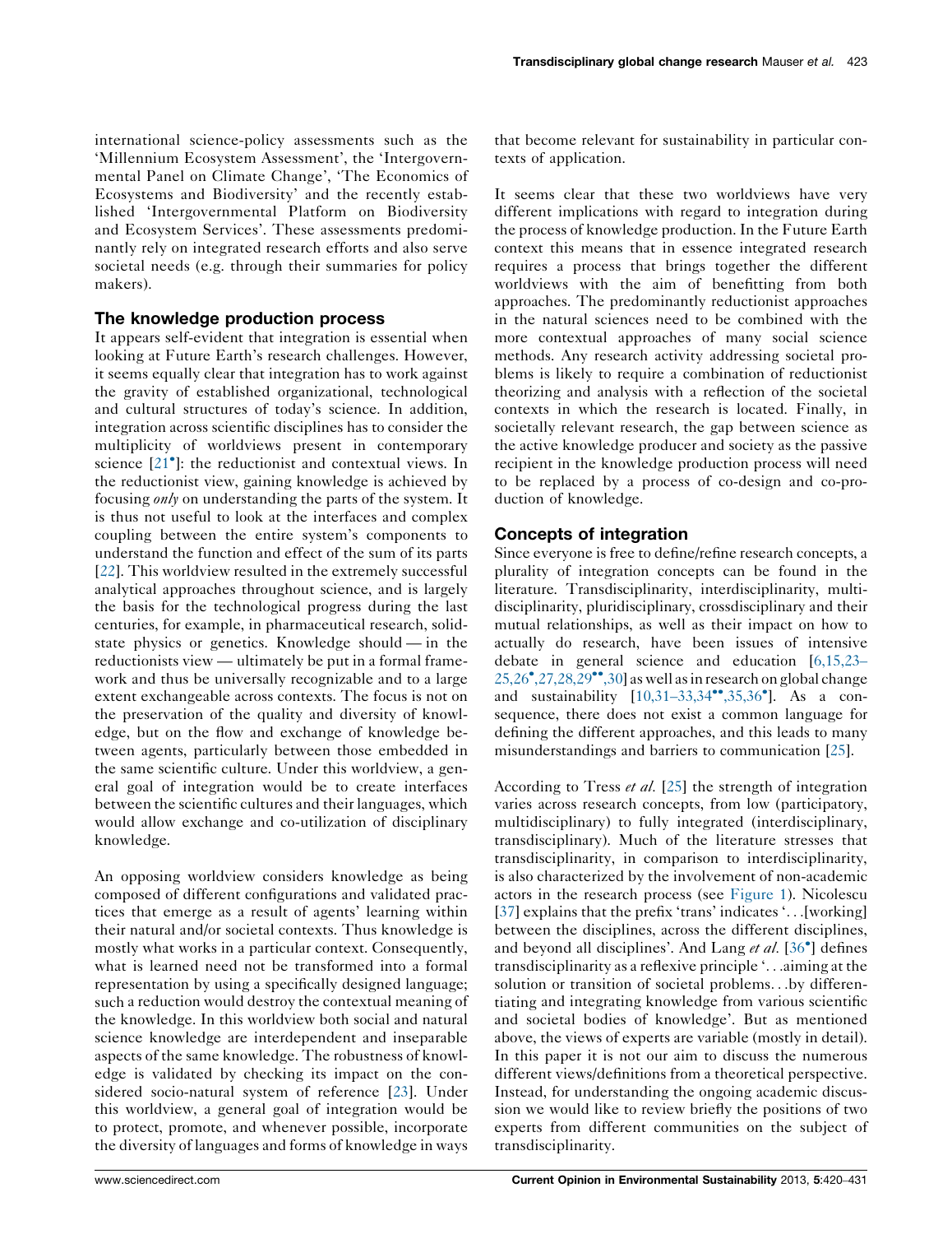international science-policy assessments such as the 'Millennium Ecosystem Assessment', the 'Intergovernmental Panel on Climate Change', 'The Economics of Ecosystems and Biodiversity' and the recently established 'Intergovernmental Platform on Biodiversity and Ecosystem Services'. These assessments predominantly rely on integrated research efforts and also serve societal needs (e.g. through their summaries for policy makers).

## The knowledge production process

It appears self-evident that integration is essential when looking at Future Earth's research challenges. However, it seems equally clear that integration has to work against the gravity of established organizational, technological and cultural structures of today's science. In addition, integration across scientific disciplines has to consider the multiplicity of worldviews present in contemporary science [21•]: the reductionist and contextual views. In the reductionist view, gaining knowledge is achieved by focusing *only* on understanding the parts of the system. It is thus not useful to look at the interfaces and complex coupling between the entire system's components to understand the function and effect of the sum of its parts [22]. This worldview resulted in the extremely successful analytical approaches throughout science, and is largely the basis for the technological progress during the last centuries, for example, in pharmaceutical research, solid-state physics or genetics. Knowledge should — in the reductionists view — ultimately be put in a formal framework and thus be universally recognizable and to a large extent exchangeable across contexts. The focus is not on the preservation of the quality and diversity of knowledge, but on the flow and exchange of knowledge between agents, particularly between those embedded in the same scientific culture. Under this worldview, a general goal of integration would be to create interfaces between the scientific cultures and their languages, which would allow exchange and co-utilization of disciplinary knowledge.

An opposing worldview considers knowledge as being composed of different configurations and validated practices that emerge as a result of agents' learning within their natural and/or societal contexts. Thus knowledge is mostly what works in a particular context. Consequently, what is learned need not be transformed into a formal representation by using a specifically designed language; such a reduction would destroy the contextual meaning of the knowledge. In this worldview both social and natural science knowledge are interdependent and inseparable aspects of the same knowledge. The robustness of knowledge is validated by checking its impact on the considered socio-natural system of reference [23]. Under this worldview, a general goal of integration would be to protect, promote, and whenever possible, incorporate the diversity of languages and forms of knowledge in ways that become relevant for sustainability in particular contexts of application.

It seems clear that these two worldviews have very different implications with regard to integration during the process of knowledge production. In the Future Earth context this means that in essence integrated research requires a process that brings together the different worldviews with the aim of benefitting from both approaches. The predominantly reductionist approaches in the natural sciences need to be combined with the more contextual approaches of many social science methods. Any research activity addressing societal problems is likely to require a combination of reductionist theorizing and analysis with a reflection of the societal contexts in which the research is located. Finally, in societally relevant research, the gap between science as the active knowledge producer and society as the passive recipient in the knowledge production process will need to be replaced by a process of co-design and co-production of knowledge.

## Concepts of integration

Since everyone is free to define/refine research concepts, a plurality of integration concepts can be found in the literature. Transdisciplinarity, interdisciplinarity, multidisciplinarity, pluridisciplinary, crossdisciplinary and their mutual relationships, as well as their impact on how to actually do research, have been issues of intensive debate in general science and education [6,15,23–25,26•,27,28,29••,30] as well as in research on global change and sustainability [10,31–33,34••,35,36•]. As a consequence, there does not exist a common language for defining the different approaches, and this leads to many misunderstandings and barriers to communication [25].

According to Tress *et al.* [25] the strength of integration varies across research concepts, from low (participatory, multidisciplinary) to fully integrated (interdisciplinary, transdisciplinary). Much of the literature stresses that transdisciplinarity, in comparison to interdisciplinarity, is also characterized by the involvement of non-academic actors in the research process (see Figure 1). Nicolescu [37] explains that the prefix 'trans' indicates '...[working] between the disciplines, across the different disciplines, and beyond all disciplines'. And Lang *et al.* [36•] defines transdisciplinarity as a reflexive principle '...aiming at the solution or transition of societal problems...by differentiating and integrating knowledge from various scientific and societal bodies of knowledge'. But as mentioned above, the views of experts are variable (mostly in detail). In this paper it is not our aim to discuss the numerous different views/definitions from a theoretical perspective. Instead, for understanding the ongoing academic discussion we would like to review briefly the positions of two experts from different communities on the subject of transdisciplinarity.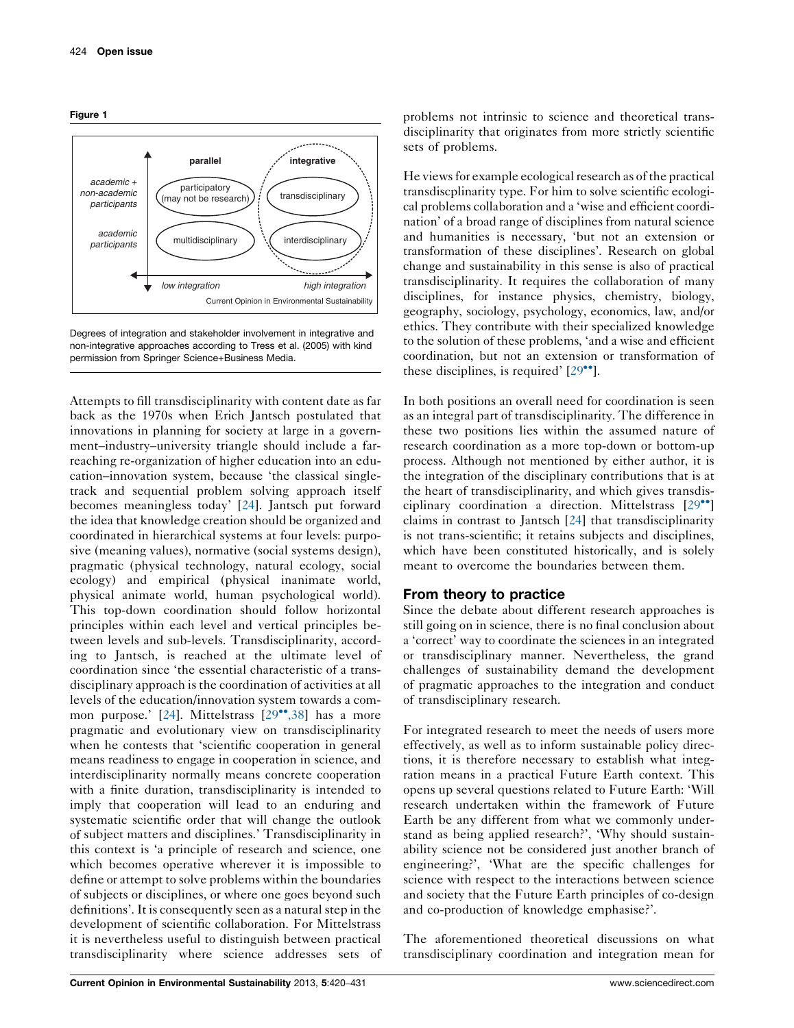Figure 1

parallel

integrative

academic + non-academic participants

participatory (may not be research)

transdisciplinary

academic participants

multidisciplinary

interdisciplinary

low integration

high integration

Current Opinion in Environmental Sustainability

Degrees of integration and stakeholder involvement in integrative and non-integrative approaches according to Tress et al. (2005) with kind permission from Springer Science+Business Media.

Attempts to fill transdisciplinarity with content date as far back as the 1970s when Erich Jantsch postulated that innovations in planning for society at large in a government–industry–university triangle should include a far-reaching re-organization of higher education into an education–innovation system, because 'the classical single-track and sequential problem solving approach itself becomes meaningless today' [24]. Jantsch put forward the idea that knowledge creation should be organized and coordinated in hierarchical systems at four levels: purposive (meaning values), normative (social systems design), pragmatic (physical technology, natural ecology, social ecology) and empirical (physical inanimate world, physical animate world, human psychological world). This top-down coordination should follow horizontal principles within each level and vertical principles between levels and sub-levels. Transdisciplinarity, according to Jantsch, is reached at the ultimate level of coordination since 'the essential characteristic of a transdisciplinary approach is the coordination of activities at all levels of the education/innovation system towards a common purpose.' [24]. Mittelstrass [29••,38] has a more pragmatic and evolutionary view on transdisciplinarity when he contests that 'scientific cooperation in general means readiness to engage in cooperation in science, and interdisciplinarity normally means concrete cooperation with a finite duration, transdisciplinarity is intended to imply that cooperation will lead to an enduring and systematic scientific order that will change the outlook of subject matters and disciplines.' Transdisciplinarity in this context is 'a principle of research and science, one which becomes operative wherever it is impossible to define or attempt to solve problems within the boundaries of subjects or disciplines, or where one goes beyond such definitions'. It is consequently seen as a natural step in the development of scientific collaboration. For Mittelstrass it is nevertheless useful to distinguish between practical transdisciplinarity where science addresses sets of problems not intrinsic to science and theoretical transdisciplinarity that originates from more strictly scientific sets of problems.

He views for example ecological research as of the practical transdiscplinarity type. For him to solve scientific ecological problems collaboration and a 'wise and efficient coordination' of a broad range of disciplines from natural science and humanities is necessary, 'but not an extension or transformation of these disciplines'. Research on global change and sustainability in this sense is also of practical transdisciplinarity. It requires the collaboration of many disciplines, for instance physics, chemistry, biology, geography, sociology, psychology, economics, law, and/or ethics. They contribute with their specialized knowledge to the solution of these problems, 'and a wise and efficient coordination, but not an extension or transformation of these disciplines, is required' [29••].

In both positions an overall need for coordination is seen as an integral part of transdisciplinarity. The difference in these two positions lies within the assumed nature of research coordination as a more top-down or bottom-up process. Although not mentioned by either author, it is the integration of the disciplinary contributions that is at the heart of transdisciplinarity, and which gives transdisciplinary coordination a direction. Mittelstrass [29••] claims in contrast to Jantsch [24] that transdisciplinarity is not trans-scientific; it retains subjects and disciplines, which have been constituted historically, and is solely meant to overcome the boundaries between them.

## From theory to practice

Since the debate about different research approaches is still going on in science, there is no final conclusion about a 'correct' way to coordinate the sciences in an integrated or transdisciplinary manner. Nevertheless, the grand challenges of sustainability demand the development of pragmatic approaches to the integration and conduct of transdisciplinary research.

For integrated research to meet the needs of users more effectively, as well as to inform sustainable policy directions, it is therefore necessary to establish what integration means in a practical Future Earth context. This opens up several questions related to Future Earth: 'Will research undertaken within the framework of Future Earth be any different from what we commonly understand as being applied research?', 'Why should sustainability science not be considered just another branch of engineering?', 'What are the specific challenges for science with respect to the interactions between science and society that the Future Earth principles of co-design and co-production of knowledge emphasise?'.

The aforementioned theoretical discussions on what transdisciplinary coordination and integration mean for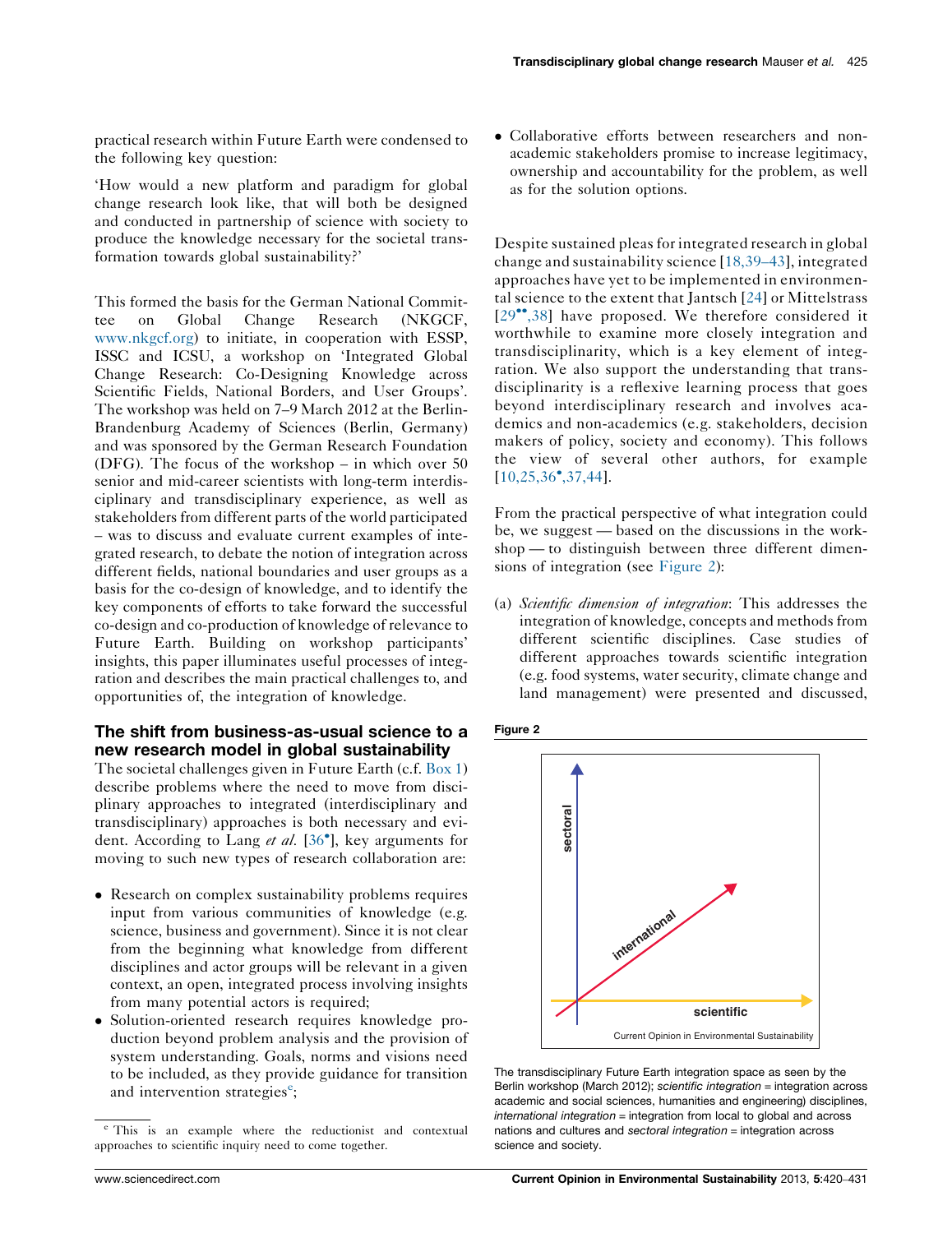practical research within Future Earth were condensed to the following key question:

'How would a new platform and paradigm for global change research look like, that will both be designed and conducted in partnership of science with society to produce the knowledge necessary for the societal transformation towards global sustainability?'

This formed the basis for the German National Committee on Global Change Research (NKGCF, www.nkgcf.org) to initiate, in cooperation with ESSP, ISSC and ICSU, a workshop on 'Integrated Global Change Research: Co-Designing Knowledge across Scientific Fields, National Borders, and User Groups'. The workshop was held on 7–9 March 2012 at the Berlin-Brandenburg Academy of Sciences (Berlin, Germany) and was sponsored by the German Research Foundation (DFG). The focus of the workshop – in which over 50 senior and mid-career scientists with long-term interdisciplinary and transdisciplinary experience, as well as stakeholders from different parts of the world participated – was to discuss and evaluate current examples of integrated research, to debate the notion of integration across different fields, national boundaries and user groups as a basis for the co-design of knowledge, and to identify the key components of efforts to take forward the successful co-design and co-production of knowledge of relevance to Future Earth. Building on workshop participants' insights, this paper illuminates useful processes of integration and describes the main practical challenges to, and opportunities of, the integration of knowledge.

## The shift from business-as-usual science to a new research model in global sustainability

The societal challenges given in Future Earth (c.f. Box 1) describe problems where the need to move from disciplinary approaches to integrated (interdisciplinary and transdisciplinary) approaches is both necessary and evident. According to Lang *et al.* [36•], key arguments for moving to such new types of research collaboration are:

- Research on complex sustainability problems requires input from various communities of knowledge (e.g. science, business and government). Since it is not clear from the beginning what knowledge from different disciplines and actor groups will be relevant in a given context, an open, integrated process involving insights from many potential actors is required;
- Solution-oriented research requires knowledge production beyond problem analysis and the provision of system understanding. Goals, norms and visions need to be included, as they provide guidance for transition and intervention strategies[c];
- Collaborative efforts between researchers and non-academic stakeholders promise to increase legitimacy, ownership and accountability for the problem, as well as for the solution options.

[c] This is an example where the reductionist and contextual approaches to scientific inquiry need to come together.

Despite sustained pleas for integrated research in global change and sustainability science [18,39–43], integrated approaches have yet to be implemented in environmental science to the extent that Jantsch [24] or Mittelstrass [29••,38] have proposed. We therefore considered it worthwhile to examine more closely integration and transdisciplinarity, which is a key element of integration. We also support the understanding that transdisciplinarity is a reflexive learning process that goes beyond interdisciplinary research and involves academics and non-academics (e.g. stakeholders, decision makers of policy, society and economy). This follows the view of several other authors, for example [10,25,36•,37,44].

From the practical perspective of what integration could be, we suggest — based on the discussions in the workshop — to distinguish between three different dimensions of integration (see Figure 2):

(a) *Scientific dimension of integration*: This addresses the integration of knowledge, concepts and methods from different scientific disciplines. Case studies of different approaches towards scientific integration (e.g. food systems, water security, climate change and land management) were presented and discussed,

**Figure 2**

sectoral

international

scientific

Current Opinion in Environmental Sustainability

The transdisciplinary Future Earth integration space as seen by the Berlin workshop (March 2012); *scientific integration* = integration across academic and social sciences, humanities and engineering) disciplines, *international integration* = integration from local to global and across nations and cultures and *sectoral integration* = integration across science and society.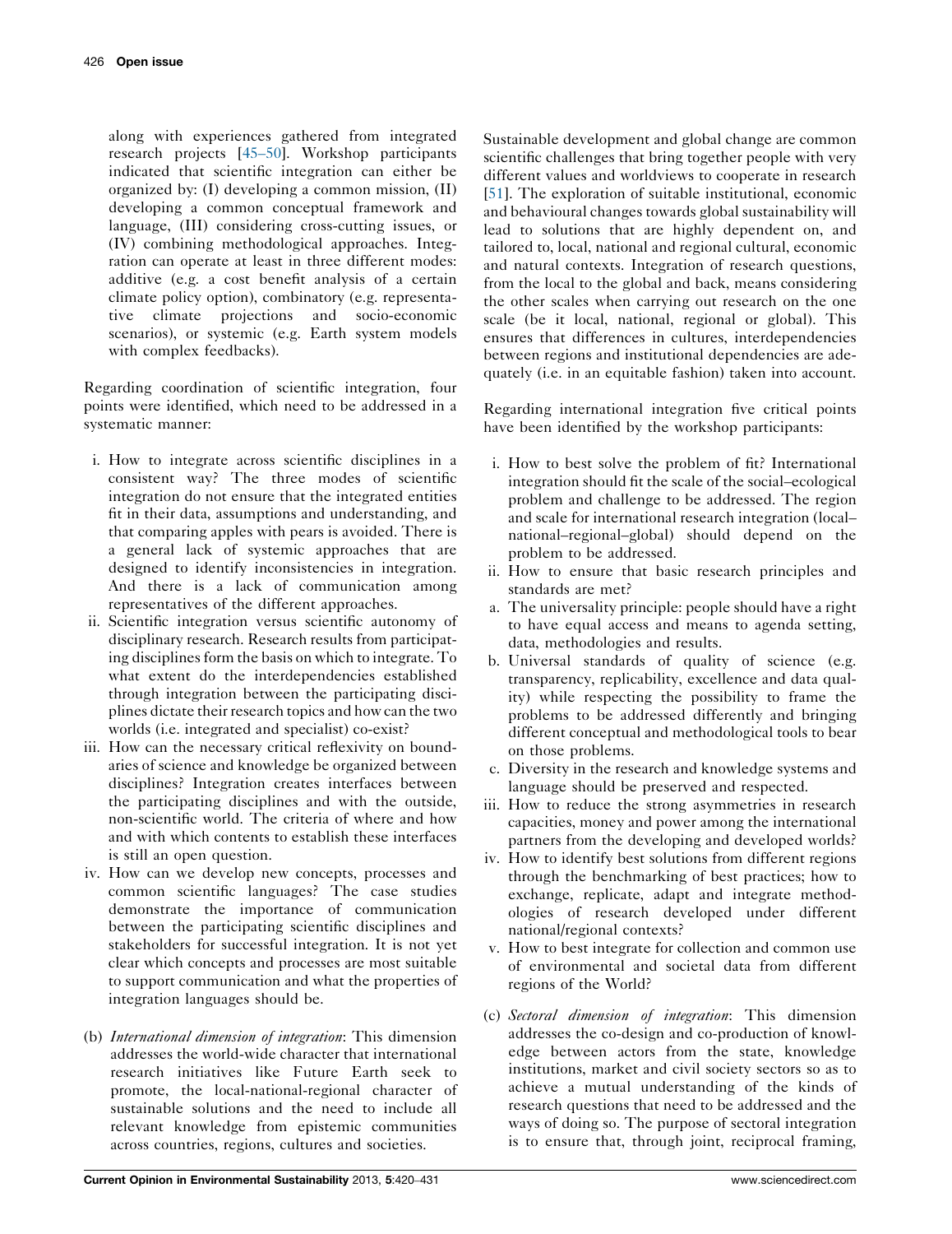along with experiences gathered from integrated research projects [45–50]. Workshop participants indicated that scientific integration can either be organized by: (I) developing a common mission, (II) developing a common conceptual framework and language, (III) considering cross-cutting issues, or (IV) combining methodological approaches. Integration can operate at least in three different modes: additive (e.g. a cost benefit analysis of a certain climate policy option), combinatory (e.g. representative climate projections and socio-economic scenarios), or systemic (e.g. Earth system models with complex feedbacks).

Regarding coordination of scientific integration, four points were identified, which need to be addressed in a systematic manner:

i. How to integrate across scientific disciplines in a consistent way? The three modes of scientific integration do not ensure that the integrated entities fit in their data, assumptions and understanding, and that comparing apples with pears is avoided. There is a general lack of systemic approaches that are designed to identify inconsistencies in integration. And there is a lack of communication among representatives of the different approaches.
ii. Scientific integration versus scientific autonomy of disciplinary research. Research results from participating disciplines form the basis on which to integrate. To what extent do the interdependencies established through integration between the participating disciplines dictate their research topics and how can the two worlds (i.e. integrated and specialist) co-exist?
iii. How can the necessary critical reflexivity on boundaries of science and knowledge be organized between disciplines? Integration creates interfaces between the participating disciplines and with the outside, non-scientific world. The criteria of where and how and with which contents to establish these interfaces is still an open question.
iv. How can we develop new concepts, processes and common scientific languages? The case studies demonstrate the importance of communication between the participating scientific disciplines and stakeholders for successful integration. It is not yet clear which concepts and processes are most suitable to support communication and what the properties of integration languages should be.

(b) *International dimension of integration*: This dimension addresses the world-wide character that international research initiatives like Future Earth seek to promote, the local-national-regional character of sustainable solutions and the need to include all relevant knowledge from epistemic communities across countries, regions, cultures and societies.

Sustainable development and global change are common scientific challenges that bring together people with very different values and worldviews to cooperate in research [51]. The exploration of suitable institutional, economic and behavioural changes towards global sustainability will lead to solutions that are highly dependent on, and tailored to, local, national and regional cultural, economic and natural contexts. Integration of research questions, from the local to the global and back, means considering the other scales when carrying out research on the one scale (be it local, national, regional or global). This ensures that differences in cultures, interdependencies between regions and institutional dependencies are adequately (i.e. in an equitable fashion) taken into account.

Regarding international integration five critical points have been identified by the workshop participants:

i. How to best solve the problem of fit? International integration should fit the scale of the social–ecological problem and challenge to be addressed. The region and scale for international research integration (local–national–regional–global) should depend on the problem to be addressed.
ii. How to ensure that basic research principles and standards are met?
   a. The universality principle: people should have a right to have equal access and means to agenda setting, data, methodologies and results.
   b. Universal standards of quality of science (e.g. transparency, replicability, excellence and data quality) while respecting the possibility to frame the problems to be addressed differently and bringing different conceptual and methodological tools to bear on those problems.
   c. Diversity in the research and knowledge systems and language should be preserved and respected.
iii. How to reduce the strong asymmetries in research capacities, money and power among the international partners from the developing and developed worlds?
iv. How to identify best solutions from different regions through the benchmarking of best practices; how to exchange, replicate, adapt and integrate methodologies of research developed under different national/regional contexts?
v. How to best integrate for collection and common use of environmental and societal data from different regions of the World?

(c) *Sectoral dimension of integration*: This dimension addresses the co-design and co-production of knowledge between actors from the state, knowledge institutions, market and civil society sectors so as to achieve a mutual understanding of the kinds of research questions that need to be addressed and the ways of doing so. The purpose of sectoral integration is to ensure that, through joint, reciprocal framing,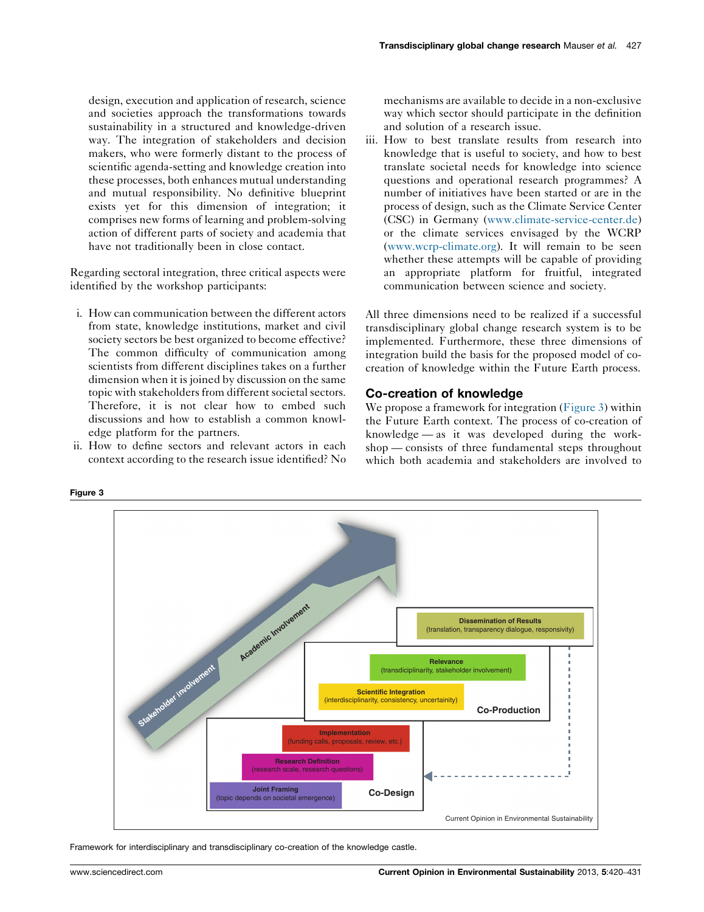design, execution and application of research, science and societies approach the transformations towards sustainability in a structured and knowledge-driven way. The integration of stakeholders and decision makers, who were formerly distant to the process of scientific agenda-setting and knowledge creation into these processes, both enhances mutual understanding and mutual responsibility. No definitive blueprint exists yet for this dimension of integration; it comprises new forms of learning and problem-solving action of different parts of society and academia that have not traditionally been in close contact.

Regarding sectoral integration, three critical aspects were identified by the workshop participants:

i. How can communication between the different actors from state, knowledge institutions, market and civil society sectors be best organized to become effective? The common difficulty of communication among scientists from different disciplines takes on a further dimension when it is joined by discussion on the same topic with stakeholders from different societal sectors. Therefore, it is not clear how to embed such discussions and how to establish a common knowledge platform for the partners.

ii. How to define sectors and relevant actors in each context according to the research issue identified? No mechanisms are available to decide in a non-exclusive way which sector should participate in the definition and solution of a research issue.

iii. How to best translate results from research into knowledge that is useful to society, and how to best translate societal needs for knowledge into science questions and operational research programmes? A number of initiatives have been started or are in the process of design, such as the Climate Service Center (CSC) in Germany (www.climate-service-center.de) or the climate services envisaged by the WCRP (www.wcrp-climate.org). It will remain to be seen whether these attempts will be capable of providing an appropriate platform for fruitful, integrated communication between science and society.

All three dimensions need to be realized if a successful transdisciplinary global change research system is to be implemented. Furthermore, these three dimensions of integration build the basis for the proposed model of co-creation of knowledge within the Future Earth process.

## Co-creation of knowledge

We propose a framework for integration (Figure 3) within the Future Earth context. The process of co-creation of knowledge — as it was developed during the workshop — consists of three fundamental steps throughout which both academia and stakeholders are involved to

**Figure 3**

Stakeholder involvement
Academic Involvement

Dissemination of Results (translation, transparency dialogue, responsivity)

Co-Production:
- Relevance (transdiciplinarity, stakeholder involvement)
- Scientific Integration (interdisciplinarity, consistency, uncertainty)

Co-Design:
- Implementation (funding calls, proposals, review, etc.)
- Research Definition (research scale, research questions)
- Joint Framing (topic depends on societal emergence)

Framework for interdisciplinary and transdisciplinary co-creation of the knowledge castle.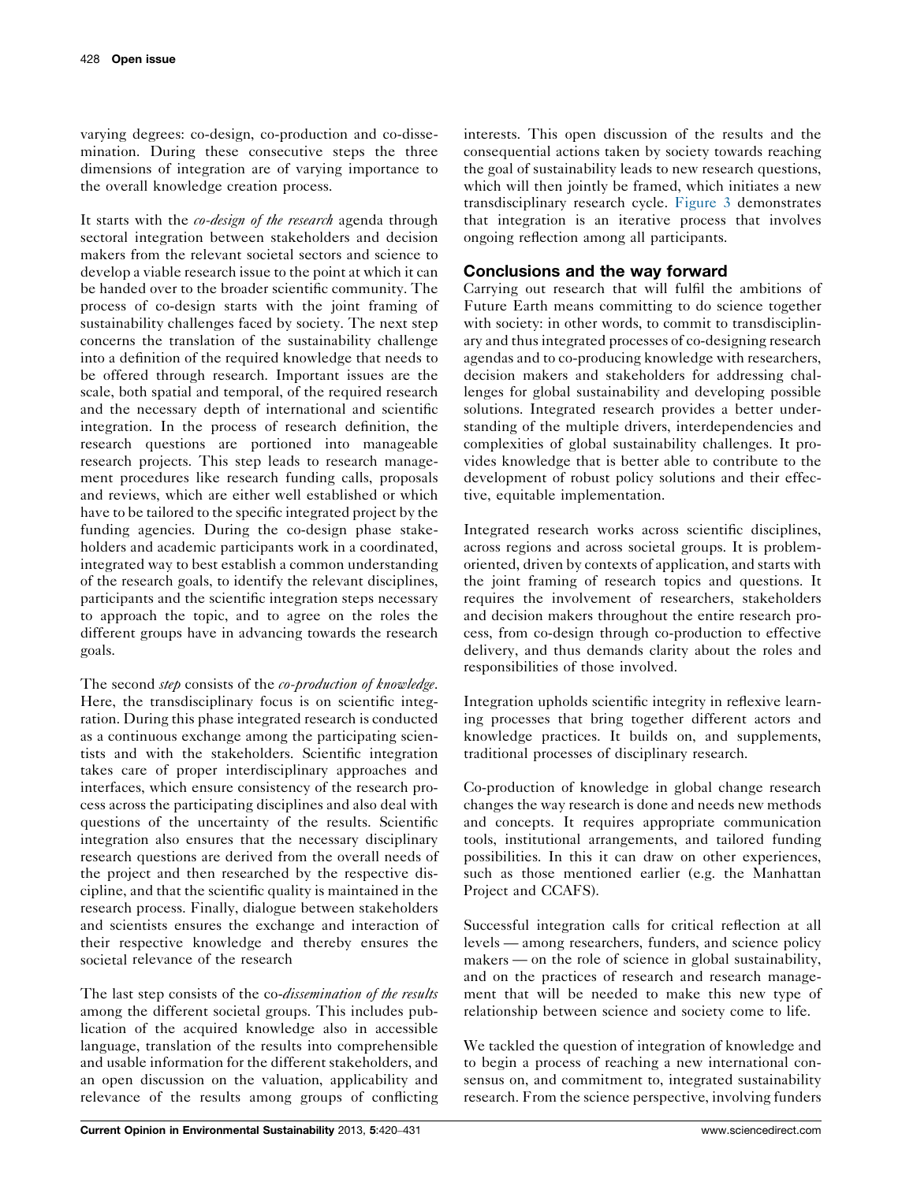varying degrees: co-design, co-production and co-dissemination. During these consecutive steps the three dimensions of integration are of varying importance to the overall knowledge creation process.

It starts with the *co-design of the research* agenda through sectoral integration between stakeholders and decision makers from the relevant societal sectors and science to develop a viable research issue to the point at which it can be handed over to the broader scientific community. The process of co-design starts with the joint framing of sustainability challenges faced by society. The next step concerns the translation of the sustainability challenge into a definition of the required knowledge that needs to be offered through research. Important issues are the scale, both spatial and temporal, of the required research and the necessary depth of international and scientific integration. In the process of research definition, the research questions are portioned into manageable research projects. This step leads to research management procedures like research funding calls, proposals and reviews, which are either well established or which have to be tailored to the specific integrated project by the funding agencies. During the co-design phase stakeholders and academic participants work in a coordinated, integrated way to best establish a common understanding of the research goals, to identify the relevant disciplines, participants and the scientific integration steps necessary to approach the topic, and to agree on the roles the different groups have in advancing towards the research goals.

The second *step* consists of the *co-production of knowledge*. Here, the transdisciplinary focus is on scientific integration. During this phase integrated research is conducted as a continuous exchange among the participating scientists and with the stakeholders. Scientific integration takes care of proper interdisciplinary approaches and interfaces, which ensure consistency of the research process across the participating disciplines and also deal with questions of the uncertainty of the results. Scientific integration also ensures that the necessary disciplinary research questions are derived from the overall needs of the project and then researched by the respective discipline, and that the scientific quality is maintained in the research process. Finally, dialogue between stakeholders and scientists ensures the exchange and interaction of their respective knowledge and thereby ensures the societal relevance of the research

The last step consists of the co-*dissemination of the results* among the different societal groups. This includes publication of the acquired knowledge also in accessible language, translation of the results into comprehensible and usable information for the different stakeholders, and an open discussion on the valuation, applicability and relevance of the results among groups of conflicting interests. This open discussion of the results and the consequential actions taken by society towards reaching the goal of sustainability leads to new research questions, which will then jointly be framed, which initiates a new transdisciplinary research cycle. Figure 3 demonstrates that integration is an iterative process that involves ongoing reflection among all participants.

## Conclusions and the way forward

Carrying out research that will fulfil the ambitions of Future Earth means committing to do science together with society: in other words, to commit to transdisciplinary and thus integrated processes of co-designing research agendas and to co-producing knowledge with researchers, decision makers and stakeholders for addressing challenges for global sustainability and developing possible solutions. Integrated research provides a better understanding of the multiple drivers, interdependencies and complexities of global sustainability challenges. It provides knowledge that is better able to contribute to the development of robust policy solutions and their effective, equitable implementation.

Integrated research works across scientific disciplines, across regions and across societal groups. It is problem-oriented, driven by contexts of application, and starts with the joint framing of research topics and questions. It requires the involvement of researchers, stakeholders and decision makers throughout the entire research process, from co-design through co-production to effective delivery, and thus demands clarity about the roles and responsibilities of those involved.

Integration upholds scientific integrity in reflexive learning processes that bring together different actors and knowledge practices. It builds on, and supplements, traditional processes of disciplinary research.

Co-production of knowledge in global change research changes the way research is done and needs new methods and concepts. It requires appropriate communication tools, institutional arrangements, and tailored funding possibilities. In this it can draw on other experiences, such as those mentioned earlier (e.g. the Manhattan Project and CCAFS).

Successful integration calls for critical reflection at all levels — among researchers, funders, and science policy makers — on the role of science in global sustainability, and on the practices of research and research management that will be needed to make this new type of relationship between science and society come to life.

We tackled the question of integration of knowledge and to begin a process of reaching a new international consensus on, and commitment to, integrated sustainability research. From the science perspective, involving funders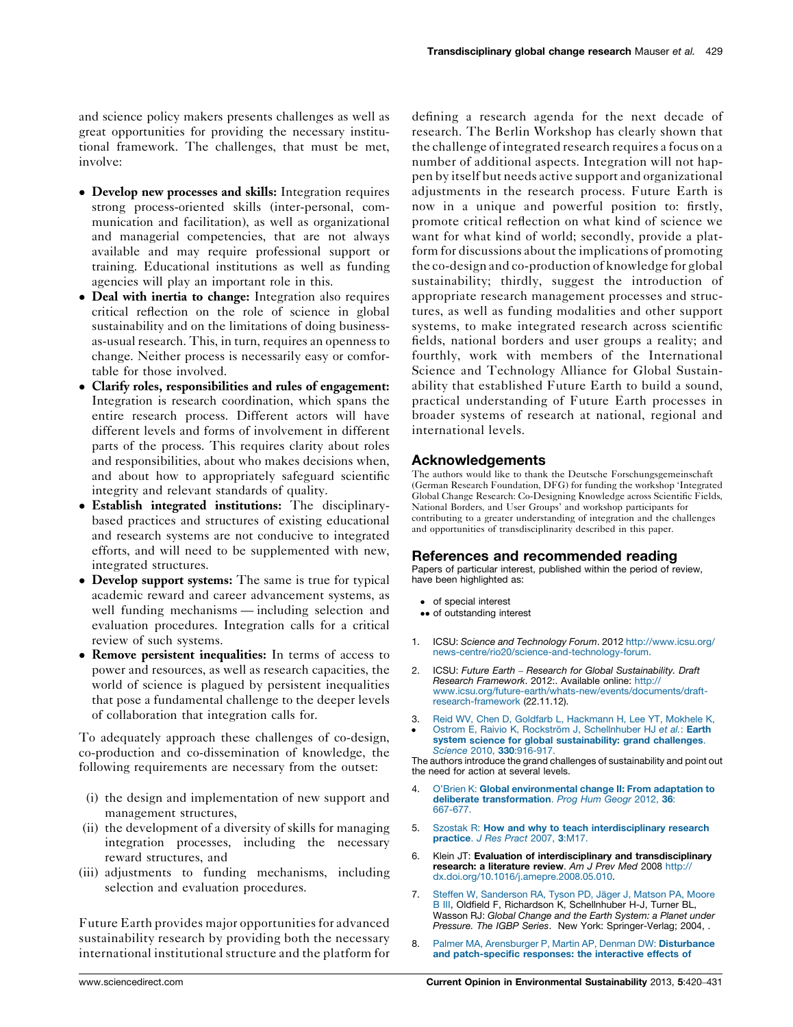and science policy makers presents challenges as well as great opportunities for providing the necessary institutional framework. The challenges, that must be met, involve:

- **Develop new processes and skills:** Integration requires strong process-oriented skills (inter-personal, communication and facilitation), as well as organizational and managerial competencies, that are not always available and may require professional support or training. Educational institutions as well as funding agencies will play an important role in this.
- **Deal with inertia to change:** Integration also requires critical reflection on the role of science in global sustainability and on the limitations of doing business-as-usual research. This, in turn, requires an openness to change. Neither process is necessarily easy or comfortable for those involved.
- **Clarify roles, responsibilities and rules of engagement:** Integration is research coordination, which spans the entire research process. Different actors will have different levels and forms of involvement in different parts of the process. This requires clarity about roles and responsibilities, about who makes decisions when, and about how to appropriately safeguard scientific integrity and relevant standards of quality.
- **Establish integrated institutions:** The disciplinary-based practices and structures of existing educational and research systems are not conducive to integrated efforts, and will need to be supplemented with new, integrated structures.
- **Develop support systems:** The same is true for typical academic reward and career advancement systems, as well funding mechanisms — including selection and evaluation procedures. Integration calls for a critical review of such systems.
- **Remove persistent inequalities:** In terms of access to power and resources, as well as research capacities, the world of science is plagued by persistent inequalities that pose a fundamental challenge to the deeper levels of collaboration that integration calls for.

To adequately approach these challenges of co-design, co-production and co-dissemination of knowledge, the following requirements are necessary from the outset:

(i) the design and implementation of new support and management structures,
(ii) the development of a diversity of skills for managing integration processes, including the necessary reward structures, and
(iii) adjustments to funding mechanisms, including selection and evaluation procedures.

Future Earth provides major opportunities for advanced sustainability research by providing both the necessary international institutional structure and the platform for defining a research agenda for the next decade of research. The Berlin Workshop has clearly shown that the challenge of integrated research requires a focus on a number of additional aspects. Integration will not happen by itself but needs active support and organizational adjustments in the research process. Future Earth is now in a unique and powerful position to: firstly, promote critical reflection on what kind of science we want for what kind of world; secondly, provide a platform for discussions about the implications of promoting the co-design and co-production of knowledge for global sustainability; thirdly, suggest the introduction of appropriate research management processes and structures, as well as funding modalities and other support systems, to make integrated research across scientific fields, national borders and user groups a reality; and fourthly, work with members of the International Science and Technology Alliance for Global Sustainability that established Future Earth to build a sound, practical understanding of Future Earth processes in broader systems of research at national, regional and international levels.

## Acknowledgements

The authors would like to thank the Deutsche Forschungsgemeinschaft (German Research Foundation, DFG) for funding the workshop 'Integrated Global Change Research: Co-Designing Knowledge across Scientific Fields, National Borders, and User Groups' and workshop participants for contributing to a greater understanding of integration and the challenges and opportunities of transdisciplinarity described in this paper.

## References and recommended reading

Papers of particular interest, published within the period of review, have been highlighted as:

- • of special interest
- •• of outstanding interest

1. ICSU: *Science and Technology Forum*. 2012 http://www.icsu.org/news-centre/rio20/science-and-technology-forum.

2. ICSU: *Future Earth – Research for Global Sustainability. Draft Research Framework*. 2012:. Available online: http://www.icsu.org/future-earth/whats-new/events/documents/draft-research-framework (22.11.12).

3. • Reid WV, Chen D, Goldfarb L, Hackmann H, Lee YT, Mokhele K, Ostrom E, Raivio K, Rockström J, Schellnhuber HJ *et al.*: **Earth system science for global sustainability: grand challenges**. *Science* 2010, **330**:916-917.
The authors introduce the grand challenges of sustainability and point out the need for action at several levels.

4. O'Brien K: **Global environmental change II: From adaptation to deliberate transformation**. *Prog Hum Geogr* 2012, **36**:667-677.

5. Szostak R: **How and why to teach interdisciplinary research practice**. *J Res Pract* 2007, **3**:M17.

6. Klein JT: **Evaluation of interdisciplinary and transdisciplinary research: a literature review**. *Am J Prev Med* 2008 http://dx.doi.org/10.1016/j.amepre.2008.05.010.

7. Steffen W, Sanderson RA, Tyson PD, Jäger J, Matson PA, Moore B III, Oldfield F, Richardson K, Schellnhuber H-J, Turner BL, Wasson RJ: *Global Change and the Earth System: a Planet under Pressure. The IGBP Series*. New York: Springer-Verlag; 2004, .

8. Palmer MA, Arensburger P, Martin AP, Denman DW: **Disturbance and patch-specific responses: the interactive effects of**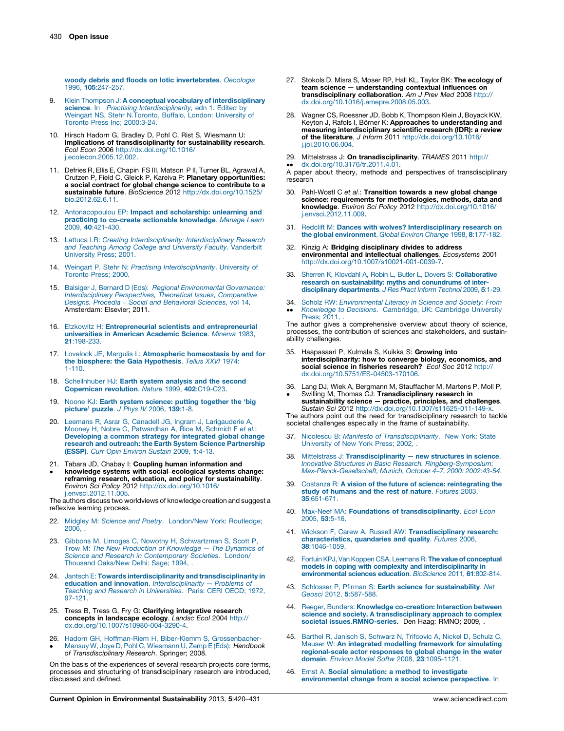woody debris and floods on lotic invertebrates. *Oecologia* 1996, **105**:247-257.

9. Klein Thompson J: **A conceptual vocabulary of interdisciplinary science**. In *Practising Interdisciplinarity*, edn 1. Edited by Weingart NS, Stehr N.Toronto, Buffalo, London: University of Toronto Press Inc; 2000:3-24.

10. Hirsch Hadorn G, Bradley D, Pohl C, Rist S, Wiesmann U: **Implications of transdisciplinarity for sustainability research**. *Ecol Econ* 2006 http://dx.doi.org/10.1016/j.ecolecon.2005.12.002.

11. Defries R, Ellis E, Chapin FS III, Matson P II, Turner BL, Agrawal A, Crutzen P, Field C, Gleick P, Kareiva P: **Planetary opportunities: a social contract for global change science to contribute to a sustainable future**. *BioScience* 2012 http://dx.doi.org/10.1525/bio.2012.62.6.11.

12. Antonacopoulou EP: **Impact and scholarship: unlearning and practicing to co-create actionable knowledge**. *Manage Learn* 2009, **40**:421-430.

13. Lattuca LR: *Creating Interdisciplinarity: Interdisciplinary Research and Teaching Among College and University Faculty*. Vanderbilt University Press; 2001.

14. Weingart P, Stehr N: *Practising Interdisciplinarity*. University of Toronto Press; 2000.

15. Balsiger J, Bernard D (Eds): *Regional Environmental Governance: Interdisciplinary Perspectives, Theoretical Issues, Comparative Designs. Procedia – Social and Behavioral Sciences*, vol 14. Amsterdam: Elsevier; 2011.

16. Etzkowitz H: **Entrepreneurial scientists and entrepreneurial universities in American Academic Science**. *Minerva* 1983, **21**:198-233.

17. Lovelock JE, Margulis L: **Atmospheric homeostasis by and for the biosphere: the Gaia Hypothesis**. *Tellus XXVI* 1974: 1-110.

18. Schellnhuber HJ: **Earth system analysis and the second Copernican revolution**. *Nature* 1999, **402**:C19-C23.

19. Noone KJ: **Earth system science: putting together the 'big picture' puzzle**. *J Phys IV* 2006, **139**:1-8.

20. Leemans R, Asrar G, Canadell JG, Ingram J, Larigauderie A, Mooney H, Nobre C, Patwardhan A, Rice M, Schmidt F *et al.*: **Developing a common strategy for integrated global change research and outreach: the Earth System Science Partnership (ESSP)**. *Curr Opin Environ Sustain* 2009, **1**:4-13.

21. • Tabara JD, Chabay I: **Coupling human information and knowledge systems with social–ecological systems change: reframing research, education, and policy for sustainability**. *Environ Sci Policy* 2012 http://dx.doi.org/10.1016/j.envsci.2012.11.005.
The authors discuss two worldviews of knowledge creation and suggest a reflexive learning process.

22. Midgley M: *Science and Poetry*. London/New York: Routledge; 2006, .

23. Gibbons M, Limoges C, Nowotny H, Schwartzman S, Scott P, Trow M: *The New Production of Knowledge — The Dynamics of Science and Research in Contemporary Societies*. London/ Thousand Oaks/New Delhi: Sage; 1994, .

24. Jantsch E: **Towards interdisciplinarity and transdisciplinarity in education and innovation**. *Interdisciplinarity — Problems of Teaching and Research in Universities*. Paris: CERI OECD; 1972, 97-121.

25. Tress B, Tress G, Fry G: **Clarifying integrative research concepts in landscape ecology**. *Landsc Ecol* 2004 http://dx.doi.org/10.1007/s10980-004-3290-4.

26. • Hadorn GH, Hoffman-Riem H, Biber-Klemm S, Grossenbacher-Mansuy W, Joye D, Pohl C, Wiesmann U, Zemp E (Eds): *Handbook of Transdisciplinary Research*. Springer; 2008.
On the basis of the experiences of several research projects core terms, processes and structuring of transdisciplinary research are introduced, discussed and defined.

27. Stokols D, Misra S, Moser RP, Hall KL, Taylor BK: **The ecology of team science — understanding contextual influences on transdisciplinary collaboration**. *Am J Prev Med* 2008 http://dx.doi.org/10.1016/j.amepre.2008.05.003.

28. Wagner CS, Roessner JD, Bobb K, Thompson Klein J, Boyack KW, Keyton J, Rafols I, Börner K: **Approaches to understanding and measuring interdisciplinary scientific research (IDR): a review of the literature**. *J Inform* 2011 http://dx.doi.org/10.1016/j.joi.2010.06.004.

29. •• Mittelstrass J: **On transdisciplinarity**. *TRAMES* 2011 http://dx.doi.org/10.3176/tr.2011.4.01.
A paper about theory, methods and perspectives of transdisciplinary research

30. Pahl-Wostl C *et al.*: **Transition towards a new global change science: requirements for methodologies, methods, data and knowledge**. *Environ Sci Policy* 2012 http://dx.doi.org/10.1016/j.envsci.2012.11.009.

31. Redclift M: **Dances with wolves? Interdisciplinary research on the global environment**. *Global Environ Change* 1998, **8**:177-182.

32. Kinzig A: **Bridging disciplinary divides to address environmental and intellectual challenges**. *Ecosystems* 2001 http://dx.doi.org/10.1007/s10021-001-0039-7.

33. Sherren K, Klovdahl A, Robin L, Butler L, Dovers S: **Collaborative research on sustainability: myths and conundrums of inter-disciplinary departments**. *J Res Pract Inform Technol* 2009, **5**:1-29.

34. •• Scholz RW: *Environmental Literacy in Science and Society: From Knowledge to Decisions*. Cambridge, UK: Cambridge University Press; 2011, .
The author gives a comprehensive overview about theory of science, processes, the contribution of sciences and stakeholders, and sustainability challenges.

35. Haapasaari P, Kulmala S, Kuikka S: **Growing into interdisciplinarity: how to converge biology, economics, and social science in fisheries research?** *Ecol Soc* 2012 http://dx.doi.org/10.5751/ES-04503-170106.

36. • Lang DJ, Wiek A, Bergmann M, Stauffacher M, Martens P, Moll P, Swilling M, Thomas CJ: **Transdisciplinary research in sustainability science — practice, principles, and challenges**. *Sustain Sci* 2012 http://dx.doi.org/10.1007/s11625-011-149-x.
The authors point out the need for transdisciplinary research to tackle societal challenges especially in the frame of sustainability.

37. Nicolescu B: *Manifesto of Transdisciplinarity*. New York: State University of New York Press; 2002, .

38. Mittelstrass J: **Transdisciplinarity — new structures in science**. *Innovative Structures in Basic Research. Ringberg-Symposium; Max-Planck-Gesellschaft, Munich, October 4–7, 2000: 2002:43-54*.

39. Costanza R: **A vision of the future of science: reintegrating the study of humans and the rest of nature**. *Futures* 2003, **35**:651-671.

40. Max-Neef MA: **Foundations of transdisciplinarity**. *Ecol Econ* 2005, **53**:5-16.

41. Wickson F, Carew A, Russell AW: **Transdisciplinary research: characteristics, quandaries and quality**. *Futures* 2006, **38**:1046-1059.

42. Fortuin KPJ, Van Koppen CSA, Leemans R: **The value of conceptual models in coping with complexity and interdisciplinarity in environmental sciences education**. *BioScience* 2011, **61**:802-814.

43. Schlosser P, Pfirman S: **Earth science for sustainability**. *Nat Geosci* 2012, **5**:587-588.

44. Reeger, Bunders: **Knowledge co-creation: Interaction between science and society. A transdisciplinary approach to complex societal issues.RMNO-series**. Den Haag: RMNO; 2009, .

45. Barthel R, Janisch S, Schwarz N, Trifcovic A, Nickel D, Schulz C, Mauser W: **An integrated modelling framework for simulating regional-scale actor responses to global change in the water domain**. *Environ Model Softw* 2008, **23**:1095-1121.

46. Ernst A: **Social simulation: a method to investigate environmental change from a social science perspective**. In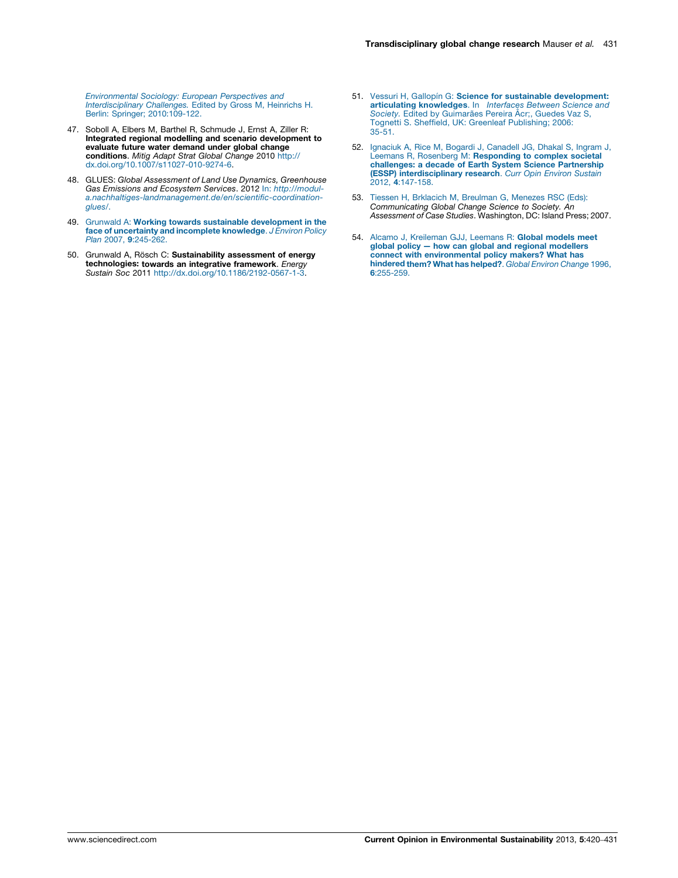*Environmental Sociology: European Perspectives and Interdisciplinary Challenges.* Edited by Gross M, Heinrichs H. Berlin: Springer; 2010:109-122.

47. Soboll A, Elbers M, Barthel R, Schmude J, Ernst A, Ziller R: **Integrated regional modelling and scenario development to evaluate future water demand under global change conditions**. *Mitig Adapt Strat Global Change* 2010 http://dx.doi.org/10.1007/s11027-010-9274-6.

48. GLUES: *Global Assessment of Land Use Dynamics, Greenhouse Gas Emissions and Ecosystem Services*. 2012 In: *http://modul-a.nachhaltiges-landmanagement.de/en/scientific-coordination-glues/*.

49. Grunwald A: **Working towards sustainable development in the face of uncertainty and incomplete knowledge**. *J Environ Policy Plan* 2007, **9**:245-262.

50. Grunwald A, Rösch C: **Sustainability assessment of energy technologies: towards an integrative framework**. *Energy Sustain Soc* 2011 http://dx.doi.org/10.1186/2192-0567-1-3.

51. Vessuri H, Gallopín G: **Science for sustainable development: articulating knowledges**. In *Interfaces Between Science and Society*. Edited by Guimarães Pereira Ãcr;, Guedes Vaz S, Tognetti S. Sheffield, UK: Greenleaf Publishing; 2006: 35-51.

52. Ignaciuk A, Rice M, Bogardi J, Canadell JG, Dhakal S, Ingram J, Leemans R, Rosenberg M: **Responding to complex societal challenges: a decade of Earth System Science Partnership (ESSP) interdisciplinary research**. *Curr Opin Environ Sustain* 2012, **4**:147-158.

53. Tiessen H, Brklacich M, Breulman G, Menezes RSC (Eds): *Communicating Global Change Science to Society. An Assessment of Case Studies*. Washington, DC: Island Press; 2007.

54. Alcamo J, Kreileman GJJ, Leemans R: **Global models meet global policy — how can global and regional modellers connect with environmental policy makers? What has hindered them? What has helped?**. *Global Environ Change* 1996, **6**:255-259.